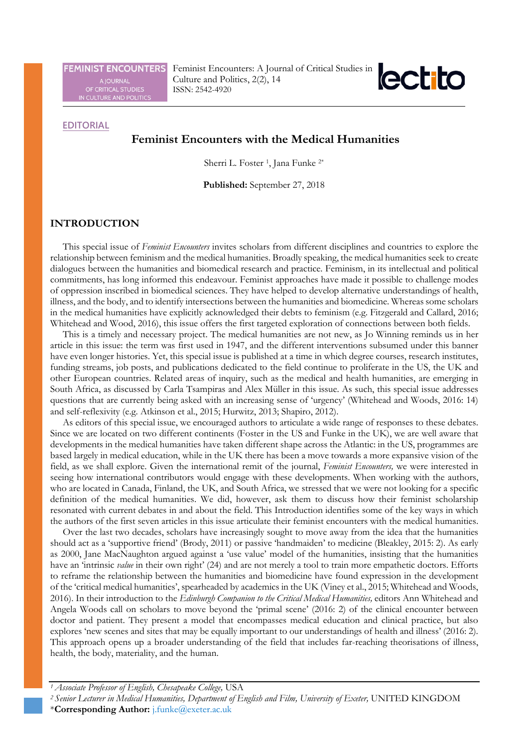EDITORIAL

# Feminist Encounters with the Medical Humanities

Sherri L. Foster [1], Jana Funke [2*]

**Published:** September 27, 2018

## INTRODUCTION

This special issue of *Feminist Encounters* invites scholars from different disciplines and countries to explore the relationship between feminism and the medical humanities. Broadly speaking, the medical humanities seek to create dialogues between the humanities and biomedical research and practice. Feminism, in its intellectual and political commitments, has long informed this endeavour. Feminist approaches have made it possible to challenge modes of oppression inscribed in biomedical sciences. They have helped to develop alternative understandings of health, illness, and the body, and to identify intersections between the humanities and biomedicine. Whereas some scholars in the medical humanities have explicitly acknowledged their debts to feminism (e.g. Fitzgerald and Callard, 2016; Whitehead and Wood, 2016), this issue offers the first targeted exploration of connections between both fields.

This is a timely and necessary project. The medical humanities are not new, as Jo Winning reminds us in her article in this issue: the term was first used in 1947, and the different interventions subsumed under this banner have even longer histories. Yet, this special issue is published at a time in which degree courses, research institutes, funding streams, job posts, and publications dedicated to the field continue to proliferate in the US, the UK and other European countries. Related areas of inquiry, such as the medical and health humanities, are emerging in South Africa, as discussed by Carla Tsampiras and Alex Müller in this issue. As such, this special issue addresses questions that are currently being asked with an increasing sense of 'urgency' (Whitehead and Woods, 2016: 14) and self-reflexivity (e.g. Atkinson et al., 2015; Hurwitz, 2013; Shapiro, 2012).

As editors of this special issue, we encouraged authors to articulate a wide range of responses to these debates. Since we are located on two different continents (Foster in the US and Funke in the UK), we are well aware that developments in the medical humanities have taken different shape across the Atlantic: in the US, programmes are based largely in medical education, while in the UK there has been a move towards a more expansive vision of the field, as we shall explore. Given the international remit of the journal, *Feminist Encounters,* we were interested in seeing how international contributors would engage with these developments. When working with the authors, who are located in Canada, Finland, the UK, and South Africa, we stressed that we were not looking for a specific definition of the medical humanities. We did, however, ask them to discuss how their feminist scholarship resonated with current debates in and about the field. This Introduction identifies some of the key ways in which the authors of the first seven articles in this issue articulate their feminist encounters with the medical humanities.

Over the last two decades, scholars have increasingly sought to move away from the idea that the humanities should act as a 'supportive friend' (Brody, 2011) or passive 'handmaiden' to medicine (Bleakley, 2015: 2). As early as 2000, Jane MacNaughton argued against a 'use value' model of the humanities, insisting that the humanities have an 'intrinsic *value* in their own right' (24) and are not merely a tool to train more empathetic doctors. Efforts to reframe the relationship between the humanities and biomedicine have found expression in the development of the 'critical medical humanities', spearheaded by academics in the UK (Viney et al., 2015; Whitehead and Woods, 2016). In their introduction to the *Edinburgh Companion to the Critical Medical Humanities,* editors Ann Whitehead and Angela Woods call on scholars to move beyond the 'primal scene' (2016: 2) of the clinical encounter between doctor and patient. They present a model that encompasses medical education and clinical practice, but also explores 'new scenes and sites that may be equally important to our understandings of health and illness' (2016: 2). This approach opens up a broader understanding of the field that includes far-reaching theorisations of illness, health, the body, materiality, and the human.

---

[1] *Associate Professor of English, Chesapeake College,* USA

[2] *Senior Lecturer in Medical Humanities, Department of English and Film, University of Exeter,* UNITED KINGDOM

\***Corresponding Author:** j.funke@exeter.ac.uk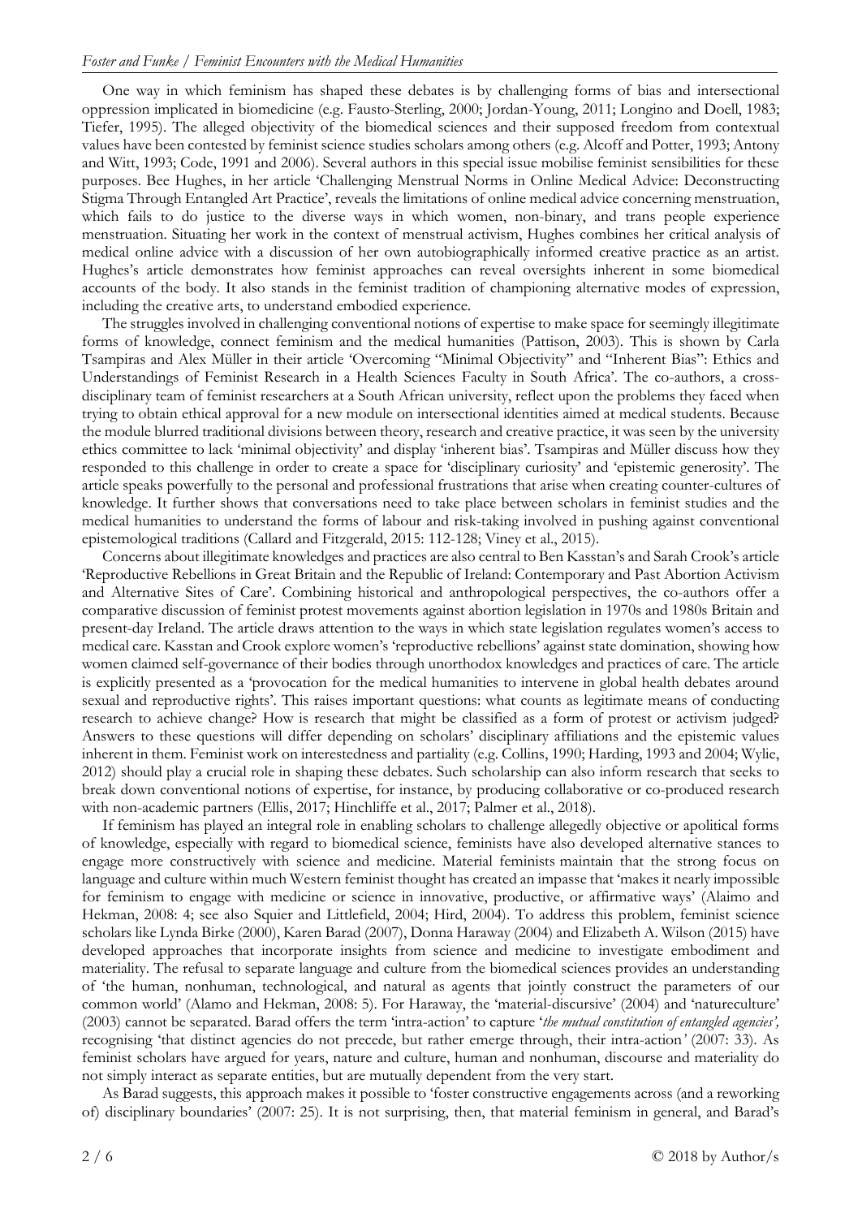One way in which feminism has shaped these debates is by challenging forms of bias and intersectional oppression implicated in biomedicine (e.g. Fausto-Sterling, 2000; Jordan-Young, 2011; Longino and Doell, 1983; Tiefer, 1995). The alleged objectivity of the biomedical sciences and their supposed freedom from contextual values have been contested by feminist science studies scholars among others (e.g. Alcoff and Potter, 1993; Antony and Witt, 1993; Code, 1991 and 2006). Several authors in this special issue mobilise feminist sensibilities for these purposes. Bee Hughes, in her article 'Challenging Menstrual Norms in Online Medical Advice: Deconstructing Stigma Through Entangled Art Practice', reveals the limitations of online medical advice concerning menstruation, which fails to do justice to the diverse ways in which women, non-binary, and trans people experience menstruation. Situating her work in the context of menstrual activism, Hughes combines her critical analysis of medical online advice with a discussion of her own autobiographically informed creative practice as an artist. Hughes's article demonstrates how feminist approaches can reveal oversights inherent in some biomedical accounts of the body. It also stands in the feminist tradition of championing alternative modes of expression, including the creative arts, to understand embodied experience.

The struggles involved in challenging conventional notions of expertise to make space for seemingly illegitimate forms of knowledge, connect feminism and the medical humanities (Pattison, 2003). This is shown by Carla Tsampiras and Alex Müller in their article 'Overcoming "Minimal Objectivity" and "Inherent Bias": Ethics and Understandings of Feminist Research in a Health Sciences Faculty in South Africa'. The co-authors, a cross-disciplinary team of feminist researchers at a South African university, reflect upon the problems they faced when trying to obtain ethical approval for a new module on intersectional identities aimed at medical students. Because the module blurred traditional divisions between theory, research and creative practice, it was seen by the university ethics committee to lack 'minimal objectivity' and display 'inherent bias'. Tsampiras and Müller discuss how they responded to this challenge in order to create a space for 'disciplinary curiosity' and 'epistemic generosity'. The article speaks powerfully to the personal and professional frustrations that arise when creating counter-cultures of knowledge. It further shows that conversations need to take place between scholars in feminist studies and the medical humanities to understand the forms of labour and risk-taking involved in pushing against conventional epistemological traditions (Callard and Fitzgerald, 2015: 112-128; Viney et al., 2015).

Concerns about illegitimate knowledges and practices are also central to Ben Kasstan's and Sarah Crook's article 'Reproductive Rebellions in Great Britain and the Republic of Ireland: Contemporary and Past Abortion Activism and Alternative Sites of Care'. Combining historical and anthropological perspectives, the co-authors offer a comparative discussion of feminist protest movements against abortion legislation in 1970s and 1980s Britain and present-day Ireland. The article draws attention to the ways in which state legislation regulates women's access to medical care. Kasstan and Crook explore women's 'reproductive rebellions' against state domination, showing how women claimed self-governance of their bodies through unorthodox knowledges and practices of care. The article is explicitly presented as a 'provocation for the medical humanities to intervene in global health debates around sexual and reproductive rights'. This raises important questions: what counts as legitimate means of conducting research to achieve change? How is research that might be classified as a form of protest or activism judged? Answers to these questions will differ depending on scholars' disciplinary affiliations and the epistemic values inherent in them. Feminist work on interestedness and partiality (e.g. Collins, 1990; Harding, 1993 and 2004; Wylie, 2012) should play a crucial role in shaping these debates. Such scholarship can also inform research that seeks to break down conventional notions of expertise, for instance, by producing collaborative or co-produced research with non-academic partners (Ellis, 2017; Hinchliffe et al., 2017; Palmer et al., 2018).

If feminism has played an integral role in enabling scholars to challenge allegedly objective or apolitical forms of knowledge, especially with regard to biomedical science, feminists have also developed alternative stances to engage more constructively with science and medicine. Material feminists maintain that the strong focus on language and culture within much Western feminist thought has created an impasse that 'makes it nearly impossible for feminism to engage with medicine or science in innovative, productive, or affirmative ways' (Alaimo and Hekman, 2008: 4; see also Squier and Littlefield, 2004; Hird, 2004). To address this problem, feminist science scholars like Lynda Birke (2000), Karen Barad (2007), Donna Haraway (2004) and Elizabeth A. Wilson (2015) have developed approaches that incorporate insights from science and medicine to investigate embodiment and materiality. The refusal to separate language and culture from the biomedical sciences provides an understanding of 'the human, nonhuman, technological, and natural as agents that jointly construct the parameters of our common world' (Alamo and Hekman, 2008: 5). For Haraway, the 'material-discursive' (2004) and 'natureculture' (2003) cannot be separated. Barad offers the term 'intra-action' to capture '*the mutual constitution of entangled agencies',* recognising 'that distinct agencies do not precede, but rather emerge through, their intra-action*'* (2007: 33). As feminist scholars have argued for years, nature and culture, human and nonhuman, discourse and materiality do not simply interact as separate entities, but are mutually dependent from the very start.

As Barad suggests, this approach makes it possible to 'foster constructive engagements across (and a reworking of) disciplinary boundaries' (2007: 25). It is not surprising, then, that material feminism in general, and Barad's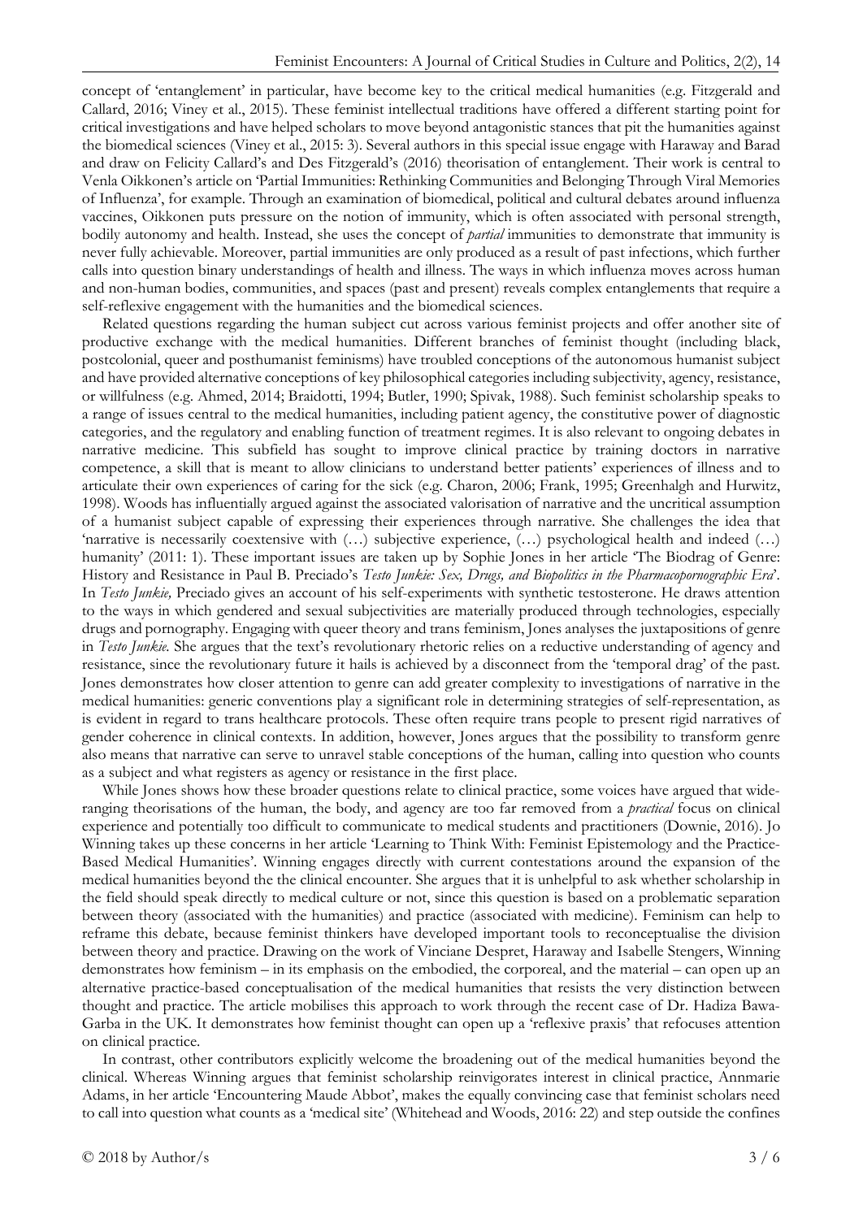concept of 'entanglement' in particular, have become key to the critical medical humanities (e.g. Fitzgerald and Callard, 2016; Viney et al., 2015). These feminist intellectual traditions have offered a different starting point for critical investigations and have helped scholars to move beyond antagonistic stances that pit the humanities against the biomedical sciences (Viney et al., 2015: 3). Several authors in this special issue engage with Haraway and Barad and draw on Felicity Callard's and Des Fitzgerald's (2016) theorisation of entanglement. Their work is central to Venla Oikkonen's article on 'Partial Immunities: Rethinking Communities and Belonging Through Viral Memories of Influenza', for example. Through an examination of biomedical, political and cultural debates around influenza vaccines, Oikkonen puts pressure on the notion of immunity, which is often associated with personal strength, bodily autonomy and health. Instead, she uses the concept of *partial* immunities to demonstrate that immunity is never fully achievable. Moreover, partial immunities are only produced as a result of past infections, which further calls into question binary understandings of health and illness. The ways in which influenza moves across human and non-human bodies, communities, and spaces (past and present) reveals complex entanglements that require a self-reflexive engagement with the humanities and the biomedical sciences.

Related questions regarding the human subject cut across various feminist projects and offer another site of productive exchange with the medical humanities. Different branches of feminist thought (including black, postcolonial, queer and posthumanist feminisms) have troubled conceptions of the autonomous humanist subject and have provided alternative conceptions of key philosophical categories including subjectivity, agency, resistance, or willfulness (e.g. Ahmed, 2014; Braidotti, 1994; Butler, 1990; Spivak, 1988). Such feminist scholarship speaks to a range of issues central to the medical humanities, including patient agency, the constitutive power of diagnostic categories, and the regulatory and enabling function of treatment regimes. It is also relevant to ongoing debates in narrative medicine. This subfield has sought to improve clinical practice by training doctors in narrative competence, a skill that is meant to allow clinicians to understand better patients' experiences of illness and to articulate their own experiences of caring for the sick (e.g. Charon, 2006; Frank, 1995; Greenhalgh and Hurwitz, 1998). Woods has influentially argued against the associated valorisation of narrative and the uncritical assumption of a humanist subject capable of expressing their experiences through narrative. She challenges the idea that 'narrative is necessarily coextensive with (…) subjective experience, (…) psychological health and indeed (…) humanity' (2011: 1). These important issues are taken up by Sophie Jones in her article 'The Biodrag of Genre: History and Resistance in Paul B. Preciado's *Testo Junkie: Sex, Drugs, and Biopolitics in the Pharmacopornographic Era*'. In *Testo Junkie,* Preciado gives an account of his self-experiments with synthetic testosterone. He draws attention to the ways in which gendered and sexual subjectivities are materially produced through technologies, especially drugs and pornography. Engaging with queer theory and trans feminism, Jones analyses the juxtapositions of genre in *Testo Junkie.* She argues that the text's revolutionary rhetoric relies on a reductive understanding of agency and resistance, since the revolutionary future it hails is achieved by a disconnect from the 'temporal drag' of the past. Jones demonstrates how closer attention to genre can add greater complexity to investigations of narrative in the medical humanities: generic conventions play a significant role in determining strategies of self-representation, as is evident in regard to trans healthcare protocols. These often require trans people to present rigid narratives of gender coherence in clinical contexts. In addition, however, Jones argues that the possibility to transform genre also means that narrative can serve to unravel stable conceptions of the human, calling into question who counts as a subject and what registers as agency or resistance in the first place.

While Jones shows how these broader questions relate to clinical practice, some voices have argued that wide-ranging theorisations of the human, the body, and agency are too far removed from a *practical* focus on clinical experience and potentially too difficult to communicate to medical students and practitioners (Downie, 2016). Jo Winning takes up these concerns in her article 'Learning to Think With: Feminist Epistemology and the Practice-Based Medical Humanities'. Winning engages directly with current contestations around the expansion of the medical humanities beyond the the clinical encounter. She argues that it is unhelpful to ask whether scholarship in the field should speak directly to medical culture or not, since this question is based on a problematic separation between theory (associated with the humanities) and practice (associated with medicine). Feminism can help to reframe this debate, because feminist thinkers have developed important tools to reconceptualise the division between theory and practice. Drawing on the work of Vinciane Despret, Haraway and Isabelle Stengers, Winning demonstrates how feminism – in its emphasis on the embodied, the corporeal, and the material – can open up an alternative practice-based conceptualisation of the medical humanities that resists the very distinction between thought and practice. The article mobilises this approach to work through the recent case of Dr. Hadiza Bawa-Garba in the UK. It demonstrates how feminist thought can open up a 'reflexive praxis' that refocuses attention on clinical practice.

In contrast, other contributors explicitly welcome the broadening out of the medical humanities beyond the clinical. Whereas Winning argues that feminist scholarship reinvigorates interest in clinical practice, Annmarie Adams, in her article 'Encountering Maude Abbot', makes the equally convincing case that feminist scholars need to call into question what counts as a 'medical site' (Whitehead and Woods, 2016: 22) and step outside the confines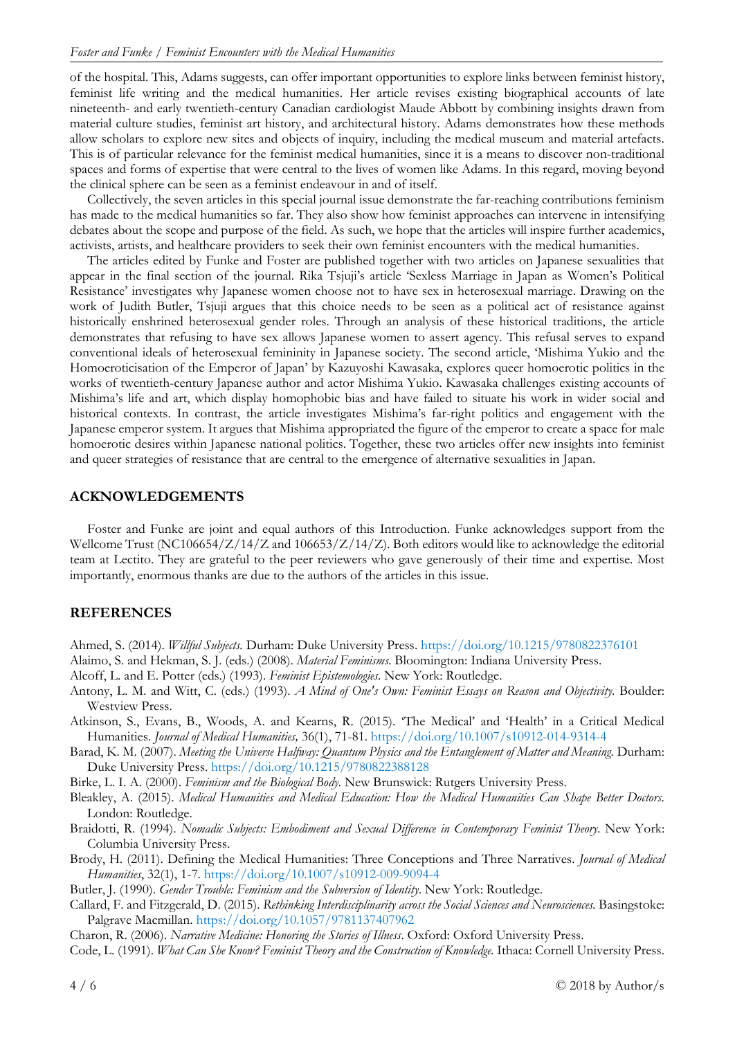of the hospital. This, Adams suggests, can offer important opportunities to explore links between feminist history, feminist life writing and the medical humanities. Her article revises existing biographical accounts of late nineteenth- and early twentieth-century Canadian cardiologist Maude Abbott by combining insights drawn from material culture studies, feminist art history, and architectural history. Adams demonstrates how these methods allow scholars to explore new sites and objects of inquiry, including the medical museum and material artefacts. This is of particular relevance for the feminist medical humanities, since it is a means to discover non-traditional spaces and forms of expertise that were central to the lives of women like Adams. In this regard, moving beyond the clinical sphere can be seen as a feminist endeavour in and of itself.

Collectively, the seven articles in this special journal issue demonstrate the far-reaching contributions feminism has made to the medical humanities so far. They also show how feminist approaches can intervene in intensifying debates about the scope and purpose of the field. As such, we hope that the articles will inspire further academics, activists, artists, and healthcare providers to seek their own feminist encounters with the medical humanities.

The articles edited by Funke and Foster are published together with two articles on Japanese sexualities that appear in the final section of the journal. Rika Tsjuji's article 'Sexless Marriage in Japan as Women's Political Resistance' investigates why Japanese women choose not to have sex in heterosexual marriage. Drawing on the work of Judith Butler, Tsjuji argues that this choice needs to be seen as a political act of resistance against historically enshrined heterosexual gender roles. Through an analysis of these historical traditions, the article demonstrates that refusing to have sex allows Japanese women to assert agency. This refusal serves to expand conventional ideals of heterosexual femininity in Japanese society. The second article, 'Mishima Yukio and the Homoeroticisation of the Emperor of Japan' by Kazuyoshi Kawasaka, explores queer homoerotic politics in the works of twentieth-century Japanese author and actor Mishima Yukio. Kawasaka challenges existing accounts of Mishima's life and art, which display homophobic bias and have failed to situate his work in wider social and historical contexts. In contrast, the article investigates Mishima's far-right politics and engagement with the Japanese emperor system. It argues that Mishima appropriated the figure of the emperor to create a space for male homoerotic desires within Japanese national politics. Together, these two articles offer new insights into feminist and queer strategies of resistance that are central to the emergence of alternative sexualities in Japan.

## ACKNOWLEDGEMENTS

Foster and Funke are joint and equal authors of this Introduction. Funke acknowledges support from the Wellcome Trust (NC106654/Z/14/Z and 106653/Z/14/Z). Both editors would like to acknowledge the editorial team at Lectito. They are grateful to the peer reviewers who gave generously of their time and expertise. Most importantly, enormous thanks are due to the authors of the articles in this issue.

## REFERENCES

Ahmed, S. (2014). *Willful Subjects*. Durham: Duke University Press. https://doi.org/10.1215/9780822376101

Alaimo, S. and Hekman, S. J. (eds.) (2008). *Material Feminisms*. Bloomington: Indiana University Press.

Alcoff, L. and E. Potter (eds.) (1993). *Feminist Epistemologies*. New York: Routledge.

Antony, L. M. and Witt, C. (eds.) (1993). *A Mind of One's Own: Feminist Essays on Reason and Objectivity*. Boulder: Westview Press.

Atkinson, S., Evans, B., Woods, A. and Kearns, R. (2015). 'The Medical' and 'Health' in a Critical Medical Humanities. *Journal of Medical Humanities,* 36(1), 71-81. https://doi.org/10.1007/s10912-014-9314-4

Barad, K. M. (2007). *Meeting the Universe Halfway: Quantum Physics and the Entanglement of Matter and Meaning*. Durham: Duke University Press. https://doi.org/10.1215/9780822388128

Birke, L. I. A. (2000). *Feminism and the Biological Body*. New Brunswick: Rutgers University Press.

Bleakley, A. (2015). *Medical Humanities and Medical Education: How the Medical Humanities Can Shape Better Doctors*. London: Routledge.

Braidotti, R. (1994). *Nomadic Subjects: Embodiment and Sexual Difference in Contemporary Feminist Theory*. New York: Columbia University Press.

Brody, H. (2011). Defining the Medical Humanities: Three Conceptions and Three Narratives. *Journal of Medical Humanities*, 32(1), 1-7. https://doi.org/10.1007/s10912-009-9094-4

Butler, J. (1990). *Gender Trouble: Feminism and the Subversion of Identity*. New York: Routledge.

Callard, F. and Fitzgerald, D. (2015). *Rethinking Interdisciplinarity across the Social Sciences and Neurosciences*. Basingstoke: Palgrave Macmillan. https://doi.org/10.1057/9781137407962

Charon, R. (2006). *Narrative Medicine: Honoring the Stories of Illness*. Oxford: Oxford University Press.

Code, L. (1991). *What Can She Know? Feminist Theory and the Construction of Knowledge*. Ithaca: Cornell University Press.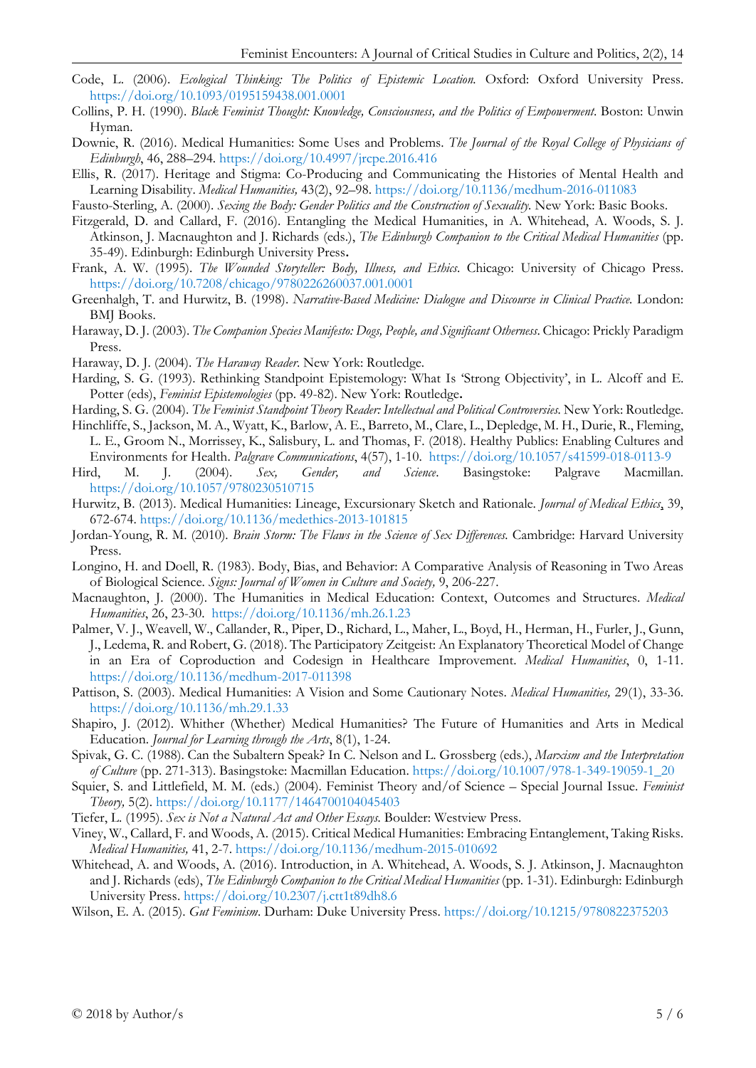Code, L. (2006). *Ecological Thinking: The Politics of Epistemic Location*. Oxford: Oxford University Press. https://doi.org/10.1093/0195159438.001.0001

Collins, P. H. (1990). *Black Feminist Thought: Knowledge, Consciousness, and the Politics of Empowerment*. Boston: Unwin Hyman.

Downie, R. (2016). Medical Humanities: Some Uses and Problems. *The Journal of the Royal College of Physicians of Edinburgh*, 46, 288–294. https://doi.org/10.4997/jrcpe.2016.416

Ellis, R. (2017). Heritage and Stigma: Co-Producing and Communicating the Histories of Mental Health and Learning Disability. *Medical Humanities,* 43(2), 92–98. https://doi.org/10.1136/medhum-2016-011083

Fausto-Sterling, A. (2000). *Sexing the Body: Gender Politics and the Construction of Sexuality.* New York: Basic Books.

Fitzgerald, D. and Callard, F. (2016). Entangling the Medical Humanities, in A. Whitehead, A. Woods, S. J. Atkinson, J. Macnaughton and J. Richards (eds.), *The Edinburgh Companion to the Critical Medical Humanities* (pp. 35-49). Edinburgh: Edinburgh University Press.

Frank, A. W. (1995). *The Wounded Storyteller: Body, Illness, and Ethics*. Chicago: University of Chicago Press. https://doi.org/10.7208/chicago/9780226260037.001.0001

Greenhalgh, T. and Hurwitz, B. (1998). *Narrative-Based Medicine: Dialogue and Discourse in Clinical Practice.* London: BMJ Books.

Haraway, D. J. (2003). *The Companion Species Manifesto: Dogs, People, and Significant Otherness*. Chicago: Prickly Paradigm Press.

Haraway, D. J. (2004). *The Haraway Reader*. New York: Routledge.

Harding, S. G. (1993). Rethinking Standpoint Epistemology: What Is 'Strong Objectivity', in L. Alcoff and E. Potter (eds), *Feminist Epistemologies* (pp. 49-82). New York: Routledge.

Harding, S. G. (2004). *The Feminist Standpoint Theory Reader: Intellectual and Political Controversies.* New York: Routledge.

Hinchliffe, S., Jackson, M. A., Wyatt, K., Barlow, A. E., Barreto, M., Clare, L., Depledge, M. H., Durie, R., Fleming, L. E., Groom N., Morrissey, K., Salisbury, L. and Thomas, F. (2018). Healthy Publics: Enabling Cultures and Environments for Health. *Palgrave Communications*, 4(57), 1-10. https://doi.org/10.1057/s41599-018-0113-9

Hird, M. J. (2004). *Sex, Gender, and Science*. Basingstoke: Palgrave Macmillan. https://doi.org/10.1057/9780230510715

Hurwitz, B. (2013). Medical Humanities: Lineage, Excursionary Sketch and Rationale. *Journal of Medical Ethics*, 39, 672-674. https://doi.org/10.1136/medethics-2013-101815

Jordan-Young, R. M. (2010). *Brain Storm: The Flaws in the Science of Sex Differences.* Cambridge: Harvard University Press.

Longino, H. and Doell, R. (1983). Body, Bias, and Behavior: A Comparative Analysis of Reasoning in Two Areas of Biological Science. *Signs: Journal of Women in Culture and Society,* 9, 206-227.

Macnaughton, J. (2000). The Humanities in Medical Education: Context, Outcomes and Structures. *Medical Humanities*, 26, 23-30. https://doi.org/10.1136/mh.26.1.23

Palmer, V. J., Weavell, W., Callander, R., Piper, D., Richard, L., Maher, L., Boyd, H., Herman, H., Furler, J., Gunn, J., Ledema, R. and Robert, G. (2018). The Participatory Zeitgeist: An Explanatory Theoretical Model of Change in an Era of Coproduction and Codesign in Healthcare Improvement. *Medical Humanities*, 0, 1-11. https://doi.org/10.1136/medhum-2017-011398

Pattison, S. (2003). Medical Humanities: A Vision and Some Cautionary Notes. *Medical Humanities,* 29(1), 33-36. https://doi.org/10.1136/mh.29.1.33

Shapiro, J. (2012). Whither (Whether) Medical Humanities? The Future of Humanities and Arts in Medical Education. *Journal for Learning through the Arts*, 8(1), 1-24.

Spivak, G. C. (1988). Can the Subaltern Speak? In C. Nelson and L. Grossberg (eds.), *Marxism and the Interpretation of Culture* (pp. 271-313). Basingstoke: Macmillan Education. https://doi.org/10.1007/978-1-349-19059-1_20

Squier, S. and Littlefield, M. M. (eds.) (2004). Feminist Theory and/of Science – Special Journal Issue. *Feminist Theory,* 5(2). https://doi.org/10.1177/1464700104045403

Tiefer, L. (1995). *Sex is Not a Natural Act and Other Essays.* Boulder: Westview Press.

Viney, W., Callard, F. and Woods, A. (2015). Critical Medical Humanities: Embracing Entanglement, Taking Risks. *Medical Humanities,* 41, 2-7. https://doi.org/10.1136/medhum-2015-010692

Whitehead, A. and Woods, A. (2016). Introduction, in A. Whitehead, A. Woods, S. J. Atkinson, J. Macnaughton and J. Richards (eds), *The Edinburgh Companion to the Critical Medical Humanities* (pp. 1-31). Edinburgh: Edinburgh University Press. https://doi.org/10.2307/j.ctt1t89dh8.6

Wilson, E. A. (2015). *Gut Feminism*. Durham: Duke University Press. https://doi.org/10.1215/9780822375203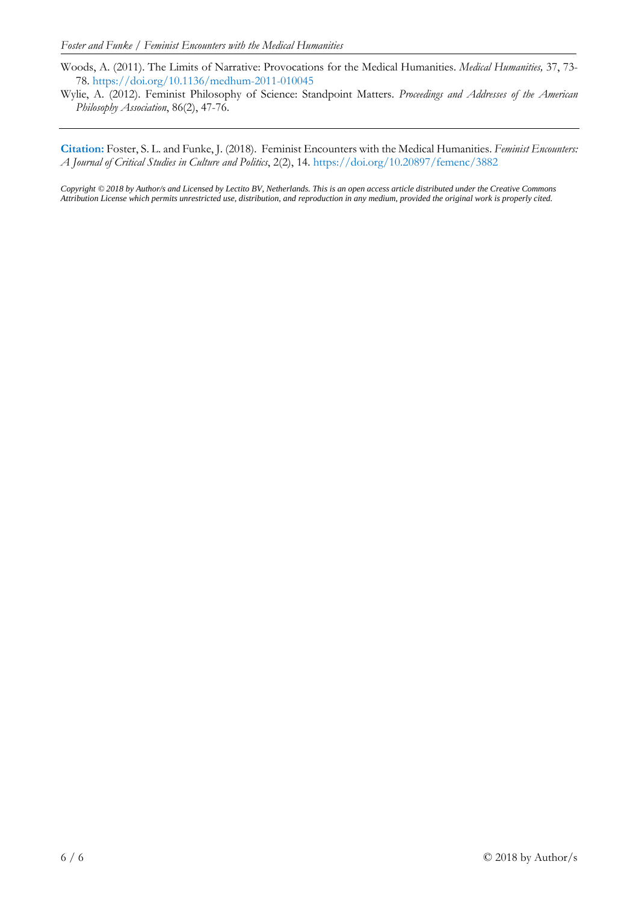Woods, A. (2011). The Limits of Narrative: Provocations for the Medical Humanities. *Medical Humanities,* 37, 73-78. https://doi.org/10.1136/medhum-2011-010045

Wylie, A. (2012). Feminist Philosophy of Science: Standpoint Matters. *Proceedings and Addresses of the American Philosophy Association*, 86(2), 47-76.

---

**Citation:** Foster, S. L. and Funke, J. (2018). Feminist Encounters with the Medical Humanities. *Feminist Encounters: A Journal of Critical Studies in Culture and Politics*, 2(2), 14. https://doi.org/10.20897/femenc/3882

*Copyright © 2018 by Author/s and Licensed by Lectito BV, Netherlands. This is an open access article distributed under the Creative Commons Attribution License which permits unrestricted use, distribution, and reproduction in any medium, provided the original work is properly cited.*